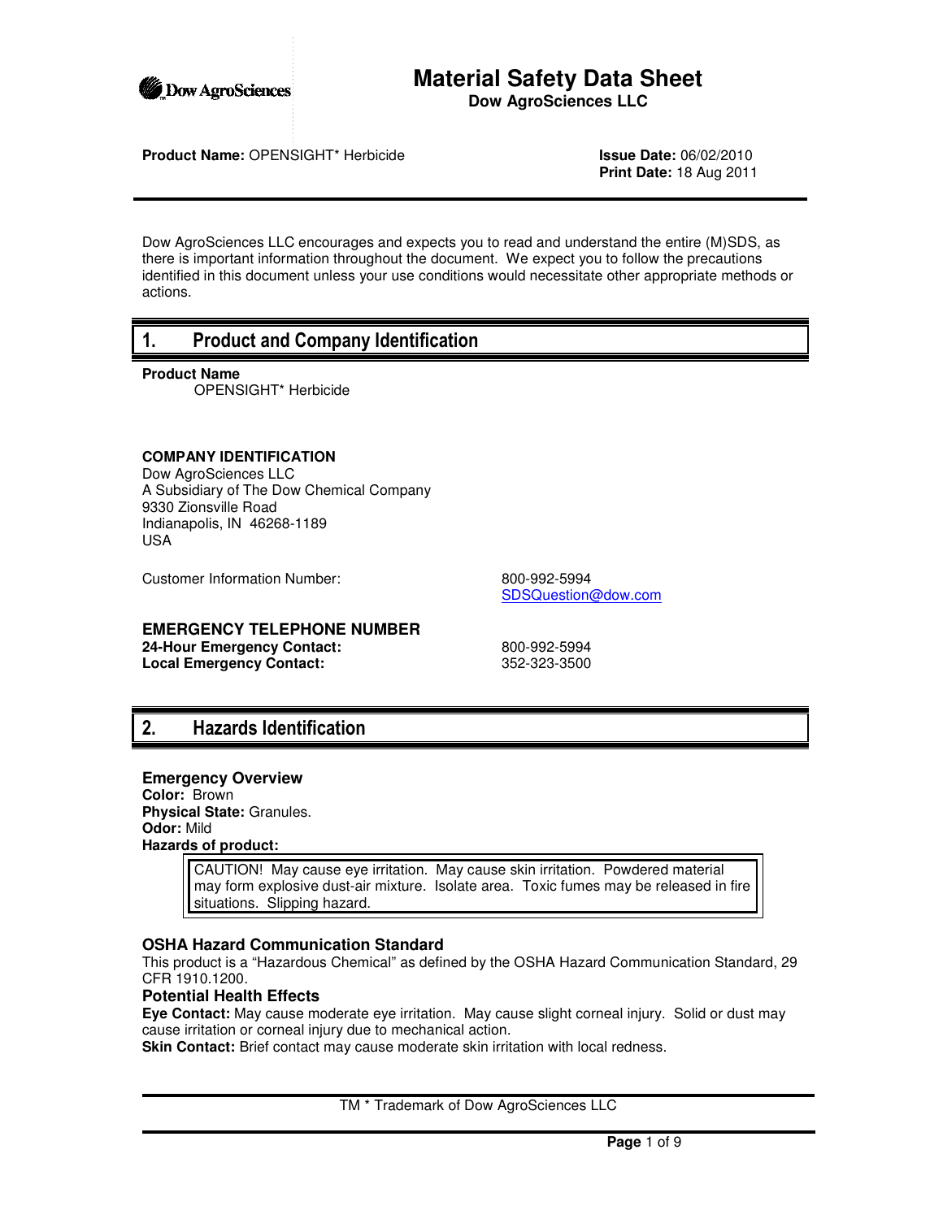# Material Safety Data Sheet

**Dow AgroSciences LLC**

**Product Name:** OPENSIGHT* Herbicide

**Issue Date:** 06/02/2010
**Print Date:** 18 Aug 2011

Dow AgroSciences LLC encourages and expects you to read and understand the entire (M)SDS, as there is important information throughout the document. We expect you to follow the precautions identified in this document unless your use conditions would necessitate other appropriate methods or actions.

## 1. Product and Company Identification

**Product Name**

OPENSIGHT* Herbicide

**COMPANY IDENTIFICATION**
Dow AgroSciences LLC
A Subsidiary of The Dow Chemical Company
9330 Zionsville Road
Indianapolis, IN 46268-1189
USA

Customer Information Number: 800-992-5994
SDSQuestion@dow.com

**EMERGENCY TELEPHONE NUMBER**
**24-Hour Emergency Contact:** 800-992-5994
**Local Emergency Contact:** 352-323-3500

## 2. Hazards Identification

### Emergency Overview

**Color:** Brown
**Physical State:** Granules.
**Odor:** Mild
**Hazards of product:**

> CAUTION! May cause eye irritation. May cause skin irritation. Powdered material may form explosive dust-air mixture. Isolate area. Toxic fumes may be released in fire situations. Slipping hazard.

### OSHA Hazard Communication Standard

This product is a "Hazardous Chemical" as defined by the OSHA Hazard Communication Standard, 29 CFR 1910.1200.

### Potential Health Effects

**Eye Contact:** May cause moderate eye irritation. May cause slight corneal injury. Solid or dust may cause irritation or corneal injury due to mechanical action.
**Skin Contact:** Brief contact may cause moderate skin irritation with local redness.

TM * Trademark of Dow AgroSciences LLC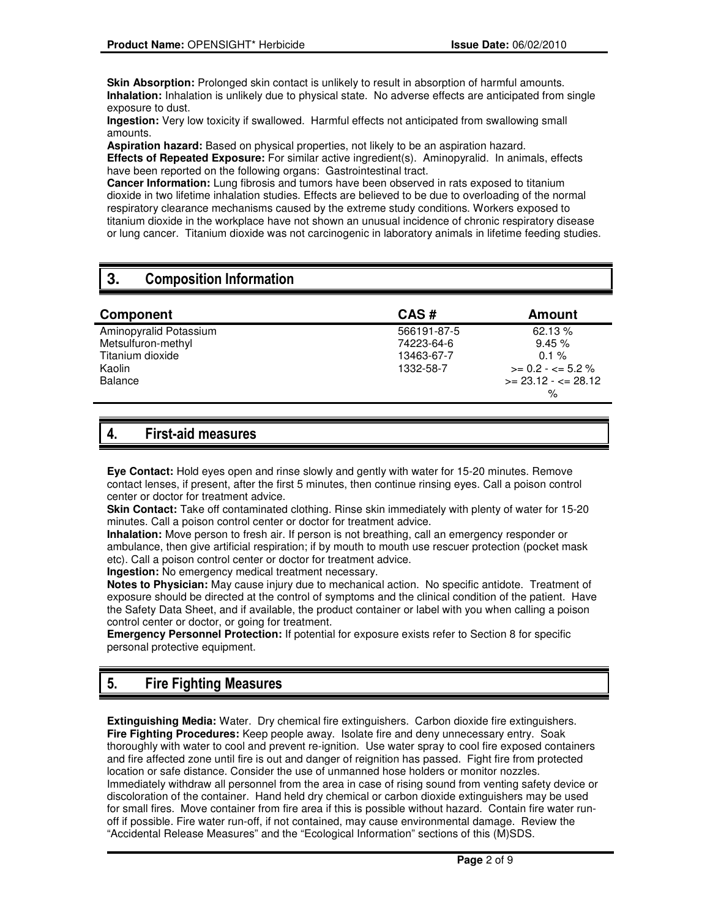**Skin Absorption:** Prolonged skin contact is unlikely to result in absorption of harmful amounts.
**Inhalation:** Inhalation is unlikely due to physical state. No adverse effects are anticipated from single exposure to dust.
**Ingestion:** Very low toxicity if swallowed. Harmful effects not anticipated from swallowing small amounts.
**Aspiration hazard:** Based on physical properties, not likely to be an aspiration hazard.
**Effects of Repeated Exposure:** For similar active ingredient(s). Aminopyralid. In animals, effects have been reported on the following organs: Gastrointestinal tract.
**Cancer Information:** Lung fibrosis and tumors have been observed in rats exposed to titanium dioxide in two lifetime inhalation studies. Effects are believed to be due to overloading of the normal respiratory clearance mechanisms caused by the extreme study conditions. Workers exposed to titanium dioxide in the workplace have not shown an unusual incidence of chronic respiratory disease or lung cancer. Titanium dioxide was not carcinogenic in laboratory animals in lifetime feeding studies.

## 3. Composition Information

| Component | CAS # | Amount |
|---|---|---|
| Aminopyralid Potassium | 566191-87-5 | 62.13 % |
| Metsulfuron-methyl | 74223-64-6 | 9.45 % |
| Titanium dioxide | 13463-67-7 | 0.1 % |
| Kaolin | 1332-58-7 | >= 0.2 - <= 5.2 % |
| Balance | | >= 23.12 - <= 28.12 % |

## 4. First-aid measures

**Eye Contact:** Hold eyes open and rinse slowly and gently with water for 15-20 minutes. Remove contact lenses, if present, after the first 5 minutes, then continue rinsing eyes. Call a poison control center or doctor for treatment advice.
**Skin Contact:** Take off contaminated clothing. Rinse skin immediately with plenty of water for 15-20 minutes. Call a poison control center or doctor for treatment advice.
**Inhalation:** Move person to fresh air. If person is not breathing, call an emergency responder or ambulance, then give artificial respiration; if by mouth to mouth use rescuer protection (pocket mask etc). Call a poison control center or doctor for treatment advice.
**Ingestion:** No emergency medical treatment necessary.
**Notes to Physician:** May cause injury due to mechanical action. No specific antidote. Treatment of exposure should be directed at the control of symptoms and the clinical condition of the patient. Have the Safety Data Sheet, and if available, the product container or label with you when calling a poison control center or doctor, or going for treatment.
**Emergency Personnel Protection:** If potential for exposure exists refer to Section 8 for specific personal protective equipment.

## 5. Fire Fighting Measures

**Extinguishing Media:** Water. Dry chemical fire extinguishers. Carbon dioxide fire extinguishers.
**Fire Fighting Procedures:** Keep people away. Isolate fire and deny unnecessary entry. Soak thoroughly with water to cool and prevent re-ignition. Use water spray to cool fire exposed containers and fire affected zone until fire is out and danger of reignition has passed. Fight fire from protected location or safe distance. Consider the use of unmanned hose holders or monitor nozzles. Immediately withdraw all personnel from the area in case of rising sound from venting safety device or discoloration of the container. Hand held dry chemical or carbon dioxide extinguishers may be used for small fires. Move container from fire area if this is possible without hazard. Contain fire water run-off if possible. Fire water run-off, if not contained, may cause environmental damage. Review the "Accidental Release Measures" and the "Ecological Information" sections of this (M)SDS.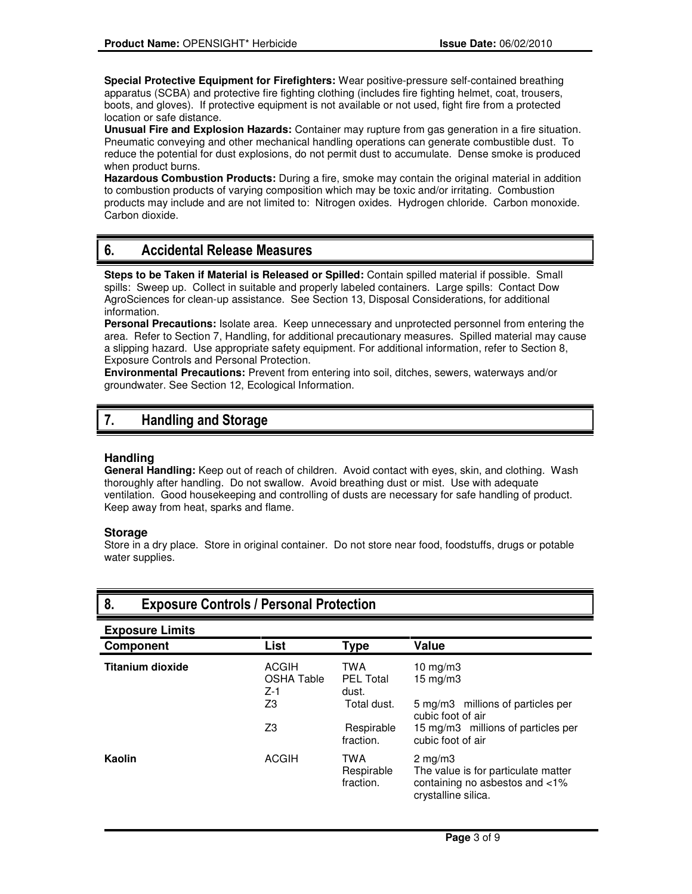**Special Protective Equipment for Firefighters:** Wear positive-pressure self-contained breathing apparatus (SCBA) and protective fire fighting clothing (includes fire fighting helmet, coat, trousers, boots, and gloves). If protective equipment is not available or not used, fight fire from a protected location or safe distance.
**Unusual Fire and Explosion Hazards:** Container may rupture from gas generation in a fire situation. Pneumatic conveying and other mechanical handling operations can generate combustible dust. To reduce the potential for dust explosions, do not permit dust to accumulate. Dense smoke is produced when product burns.
**Hazardous Combustion Products:** During a fire, smoke may contain the original material in addition to combustion products of varying composition which may be toxic and/or irritating. Combustion products may include and are not limited to: Nitrogen oxides. Hydrogen chloride. Carbon monoxide. Carbon dioxide.

## 6. Accidental Release Measures

**Steps to be Taken if Material is Released or Spilled:** Contain spilled material if possible. Small spills: Sweep up. Collect in suitable and properly labeled containers. Large spills: Contact Dow AgroSciences for clean-up assistance. See Section 13, Disposal Considerations, for additional information.
**Personal Precautions:** Isolate area. Keep unnecessary and unprotected personnel from entering the area. Refer to Section 7, Handling, for additional precautionary measures. Spilled material may cause a slipping hazard. Use appropriate safety equipment. For additional information, refer to Section 8, Exposure Controls and Personal Protection.
**Environmental Precautions:** Prevent from entering into soil, ditches, sewers, waterways and/or groundwater. See Section 12, Ecological Information.

## 7. Handling and Storage

### Handling

**General Handling:** Keep out of reach of children. Avoid contact with eyes, skin, and clothing. Wash thoroughly after handling. Do not swallow. Avoid breathing dust or mist. Use with adequate ventilation. Good housekeeping and controlling of dusts are necessary for safe handling of product. Keep away from heat, sparks and flame.

### Storage

Store in a dry place. Store in original container. Do not store near food, foodstuffs, drugs or potable water supplies.

## 8. Exposure Controls / Personal Protection

### Exposure Limits

| Component | List | Type | Value |
|---|---|---|---|
| **Titanium dioxide** | ACGIH | TWA | 10 mg/m3 |
| | OSHA Table Z-1 | PEL Total dust. | 15 mg/m3 |
| | Z3 | Total dust. | 5 mg/m3 millions of particles per cubic foot of air |
| | Z3 | Respirable fraction. | 15 mg/m3 millions of particles per cubic foot of air |
| **Kaolin** | ACGIH | TWA Respirable fraction. | 2 mg/m3 The value is for particulate matter containing no asbestos and <1% crystalline silica. |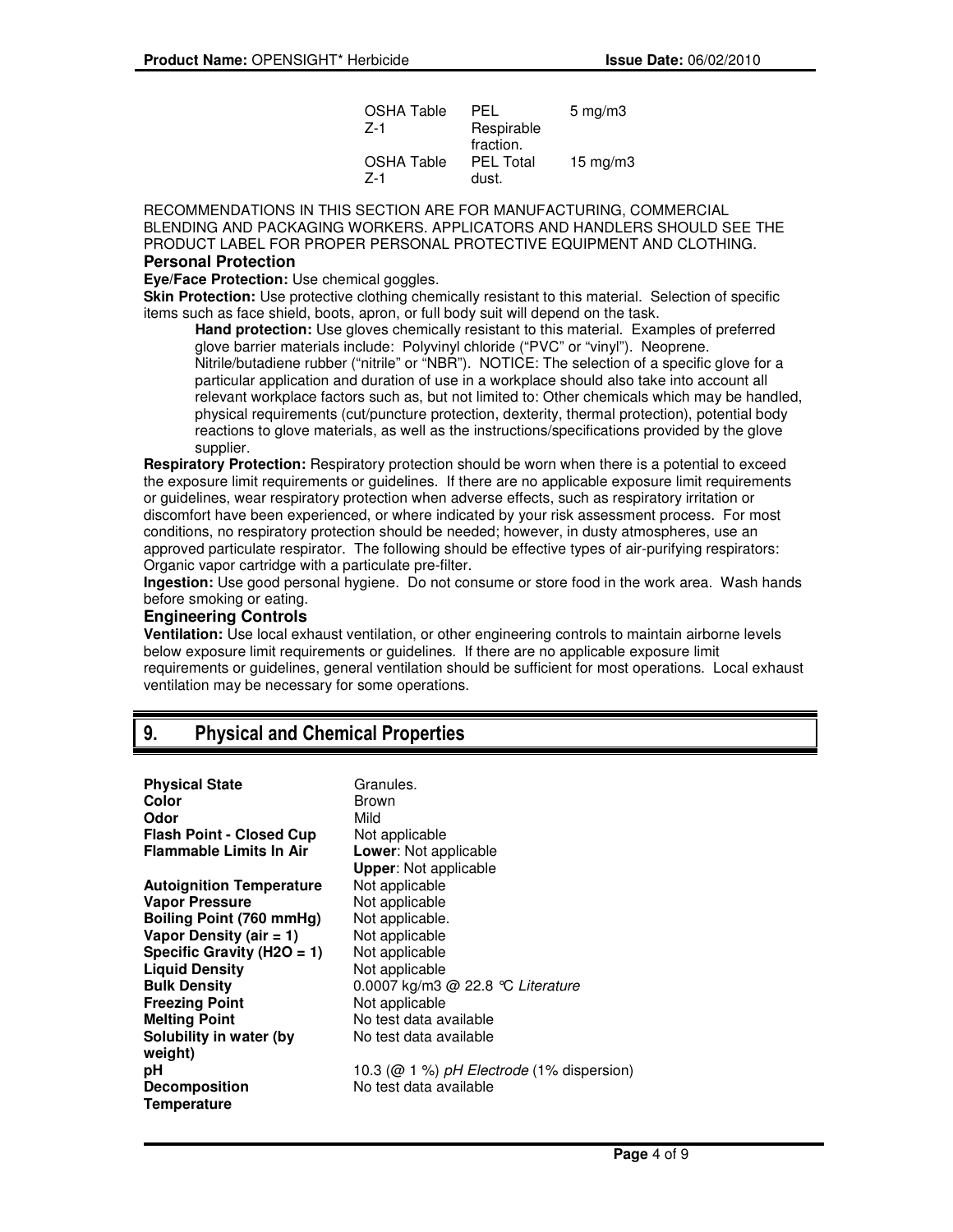| | | |
|---|---|---|
| OSHA Table Z-1 | PEL Respirable fraction. | 5 mg/m3 |
| OSHA Table Z-1 | PEL Total dust. | 15 mg/m3 |

RECOMMENDATIONS IN THIS SECTION ARE FOR MANUFACTURING, COMMERCIAL BLENDING AND PACKAGING WORKERS. APPLICATORS AND HANDLERS SHOULD SEE THE PRODUCT LABEL FOR PROPER PERSONAL PROTECTIVE EQUIPMENT AND CLOTHING.

### Personal Protection

**Eye/Face Protection:** Use chemical goggles.

**Skin Protection:** Use protective clothing chemically resistant to this material. Selection of specific items such as face shield, boots, apron, or full body suit will depend on the task.

> **Hand protection:** Use gloves chemically resistant to this material. Examples of preferred glove barrier materials include: Polyvinyl chloride ("PVC" or "vinyl"). Neoprene. Nitrile/butadiene rubber ("nitrile" or "NBR"). NOTICE: The selection of a specific glove for a particular application and duration of use in a workplace should also take into account all relevant workplace factors such as, but not limited to: Other chemicals which may be handled, physical requirements (cut/puncture protection, dexterity, thermal protection), potential body reactions to glove materials, as well as the instructions/specifications provided by the glove supplier.

**Respiratory Protection:** Respiratory protection should be worn when there is a potential to exceed the exposure limit requirements or guidelines. If there are no applicable exposure limit requirements or guidelines, wear respiratory protection when adverse effects, such as respiratory irritation or discomfort have been experienced, or where indicated by your risk assessment process. For most conditions, no respiratory protection should be needed; however, in dusty atmospheres, use an approved particulate respirator. The following should be effective types of air-purifying respirators: Organic vapor cartridge with a particulate pre-filter.

**Ingestion:** Use good personal hygiene. Do not consume or store food in the work area. Wash hands before smoking or eating.

### Engineering Controls

**Ventilation:** Use local exhaust ventilation, or other engineering controls to maintain airborne levels below exposure limit requirements or guidelines. If there are no applicable exposure limit requirements or guidelines, general ventilation should be sufficient for most operations. Local exhaust ventilation may be necessary for some operations.

## 9. Physical and Chemical Properties

| | |
|---|---|
| **Physical State** | Granules. |
| **Color** | Brown |
| **Odor** | Mild |
| **Flash Point - Closed Cup** | Not applicable |
| **Flammable Limits In Air** | **Lower**: Not applicable<br>**Upper**: Not applicable |
| **Autoignition Temperature** | Not applicable |
| **Vapor Pressure** | Not applicable |
| **Boiling Point (760 mmHg)** | Not applicable. |
| **Vapor Density (air = 1)** | Not applicable |
| **Specific Gravity (H2O = 1)** | Not applicable |
| **Liquid Density** | Not applicable |
| **Bulk Density** | 0.0007 kg/m3 @ 22.8 °C *Literature* |
| **Freezing Point** | Not applicable |
| **Melting Point** | No test data available |
| **Solubility in water (by weight)** | No test data available |
| **pH** | 10.3 (@ 1 %) *pH Electrode* (1% dispersion) |
| **Decomposition Temperature** | No test data available |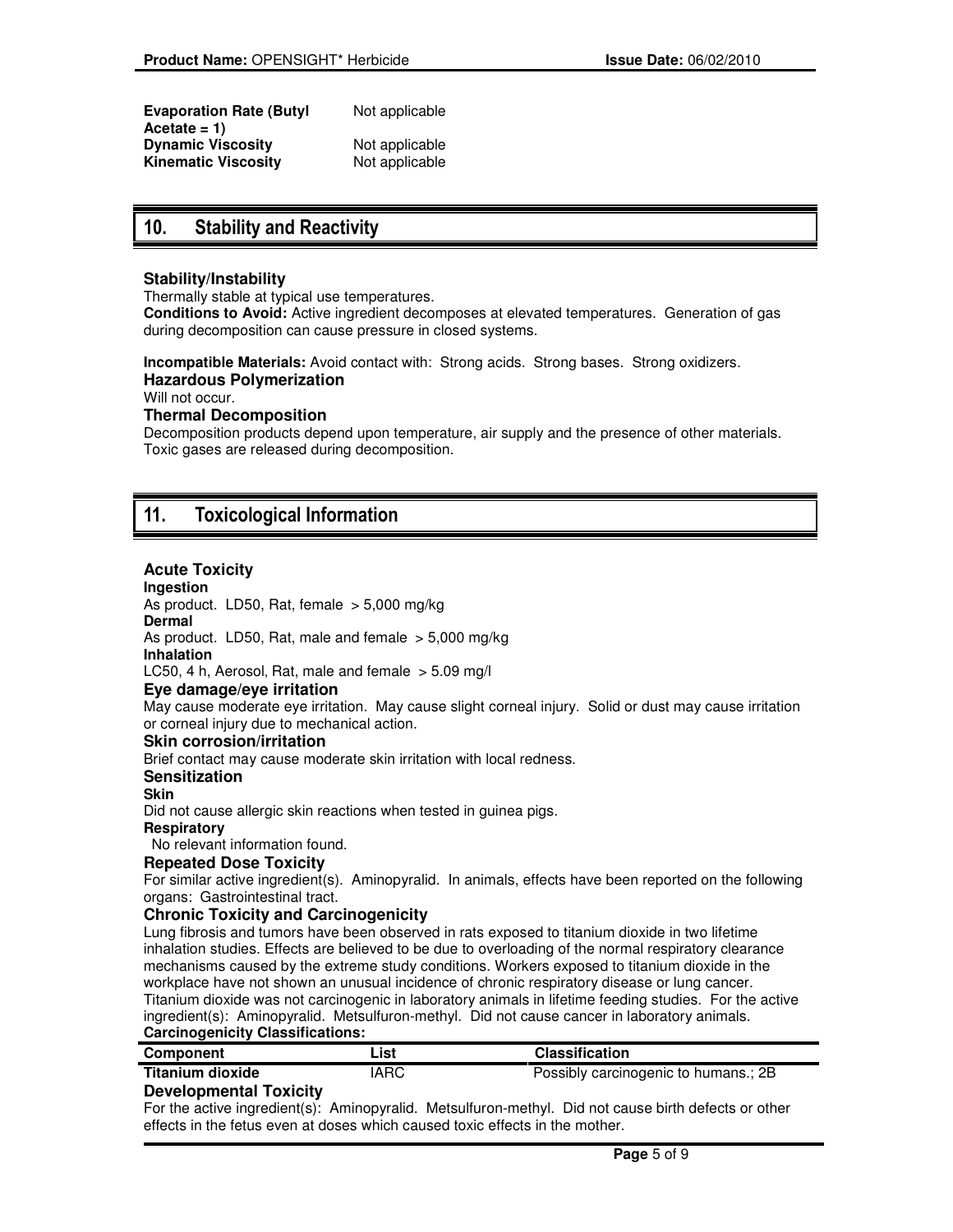| | |
|---|---|
| **Evaporation Rate (Butyl Acetate = 1)** | Not applicable |
| **Dynamic Viscosity** | Not applicable |
| **Kinematic Viscosity** | Not applicable |

## 10. Stability and Reactivity

### Stability/Instability

Thermally stable at typical use temperatures.
**Conditions to Avoid:** Active ingredient decomposes at elevated temperatures. Generation of gas during decomposition can cause pressure in closed systems.

**Incompatible Materials:** Avoid contact with: Strong acids. Strong bases. Strong oxidizers.

### Hazardous Polymerization

Will not occur.

### Thermal Decomposition

Decomposition products depend upon temperature, air supply and the presence of other materials. Toxic gases are released during decomposition.

## 11. Toxicological Information

### Acute Toxicity

**Ingestion**
As product. LD50, Rat, female > 5,000 mg/kg
**Dermal**
As product. LD50, Rat, male and female > 5,000 mg/kg
**Inhalation**
LC50, 4 h, Aerosol, Rat, male and female > 5.09 mg/l

### Eye damage/eye irritation

May cause moderate eye irritation. May cause slight corneal injury. Solid or dust may cause irritation or corneal injury due to mechanical action.

### Skin corrosion/irritation

Brief contact may cause moderate skin irritation with local redness.

### Sensitization

**Skin**
Did not cause allergic skin reactions when tested in guinea pigs.
**Respiratory**
No relevant information found.

### Repeated Dose Toxicity

For similar active ingredient(s). Aminopyralid. In animals, effects have been reported on the following organs: Gastrointestinal tract.

### Chronic Toxicity and Carcinogenicity

Lung fibrosis and tumors have been observed in rats exposed to titanium dioxide in two lifetime inhalation studies. Effects are believed to be due to overloading of the normal respiratory clearance mechanisms caused by the extreme study conditions. Workers exposed to titanium dioxide in the workplace have not shown an unusual incidence of chronic respiratory disease or lung cancer. Titanium dioxide was not carcinogenic in laboratory animals in lifetime feeding studies. For the active ingredient(s): Aminopyralid. Metsulfuron-methyl. Did not cause cancer in laboratory animals.

**Carcinogenicity Classifications:**

| Component | List | Classification |
|---|---|---|
| **Titanium dioxide** | IARC | Possibly carcinogenic to humans.; 2B |

### Developmental Toxicity

For the active ingredient(s): Aminopyralid. Metsulfuron-methyl. Did not cause birth defects or other effects in the fetus even at doses which caused toxic effects in the mother.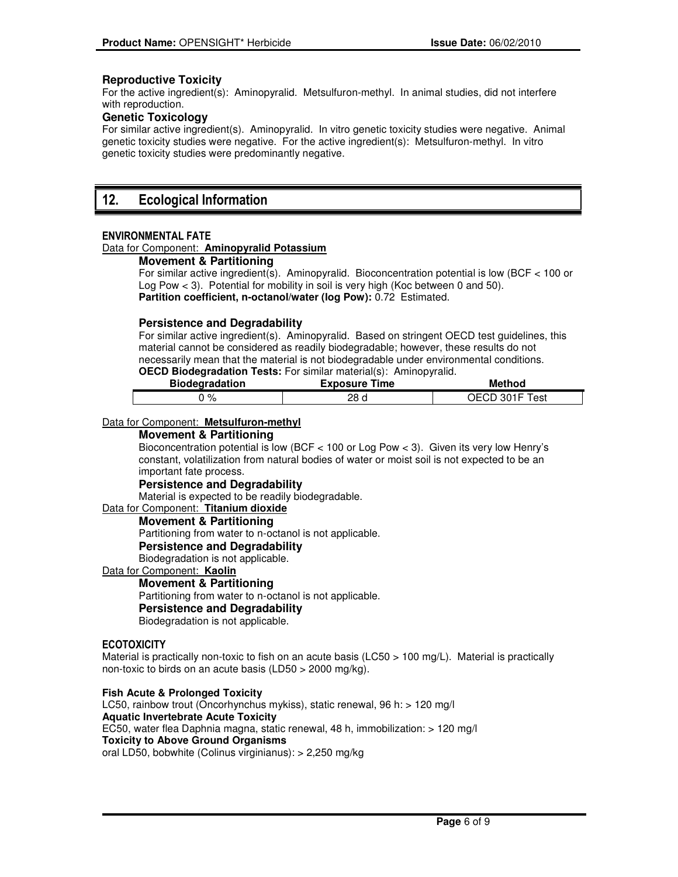### Reproductive Toxicity

For the active ingredient(s): Aminopyralid. Metsulfuron-methyl. In animal studies, did not interfere with reproduction.

### Genetic Toxicology

For similar active ingredient(s). Aminopyralid. In vitro genetic toxicity studies were negative. Animal genetic toxicity studies were negative. For the active ingredient(s): Metsulfuron-methyl. In vitro genetic toxicity studies were predominantly negative.

## 12. Ecological Information

### ENVIRONMENTAL FATE

Data for Component: **Aminopyralid Potassium**

**Movement & Partitioning**

For similar active ingredient(s). Aminopyralid. Bioconcentration potential is low (BCF < 100 or Log Pow < 3). Potential for mobility in soil is very high (Koc between 0 and 50).

**Partition coefficient, n-octanol/water (log Pow):** 0.72 Estimated.

**Persistence and Degradability**

For similar active ingredient(s). Aminopyralid. Based on stringent OECD test guidelines, this material cannot be considered as readily biodegradable; however, these results do not necessarily mean that the material is not biodegradable under environmental conditions.

**OECD Biodegradation Tests:** For similar material(s): Aminopyralid.

| Biodegradation | Exposure Time | Method |
|---|---|---|
| 0 % | 28 d | OECD 301F Test |

Data for Component: **Metsulfuron-methyl**

**Movement & Partitioning**

Bioconcentration potential is low (BCF < 100 or Log Pow < 3). Given its very low Henry's constant, volatilization from natural bodies of water or moist soil is not expected to be an important fate process.

**Persistence and Degradability**

Material is expected to be readily biodegradable.

Data for Component: **Titanium dioxide**

**Movement & Partitioning**

Partitioning from water to n-octanol is not applicable.

**Persistence and Degradability**

Biodegradation is not applicable.

Data for Component: **Kaolin**

**Movement & Partitioning**

Partitioning from water to n-octanol is not applicable.

**Persistence and Degradability**

Biodegradation is not applicable.

### ECOTOXICITY

Material is practically non-toxic to fish on an acute basis (LC50 > 100 mg/L). Material is practically non-toxic to birds on an acute basis (LD50 > 2000 mg/kg).

**Fish Acute & Prolonged Toxicity**

LC50, rainbow trout (Oncorhynchus mykiss), static renewal, 96 h: > 120 mg/l

**Aquatic Invertebrate Acute Toxicity**

EC50, water flea Daphnia magna, static renewal, 48 h, immobilization: > 120 mg/l

**Toxicity to Above Ground Organisms**

oral LD50, bobwhite (Colinus virginianus): > 2,250 mg/kg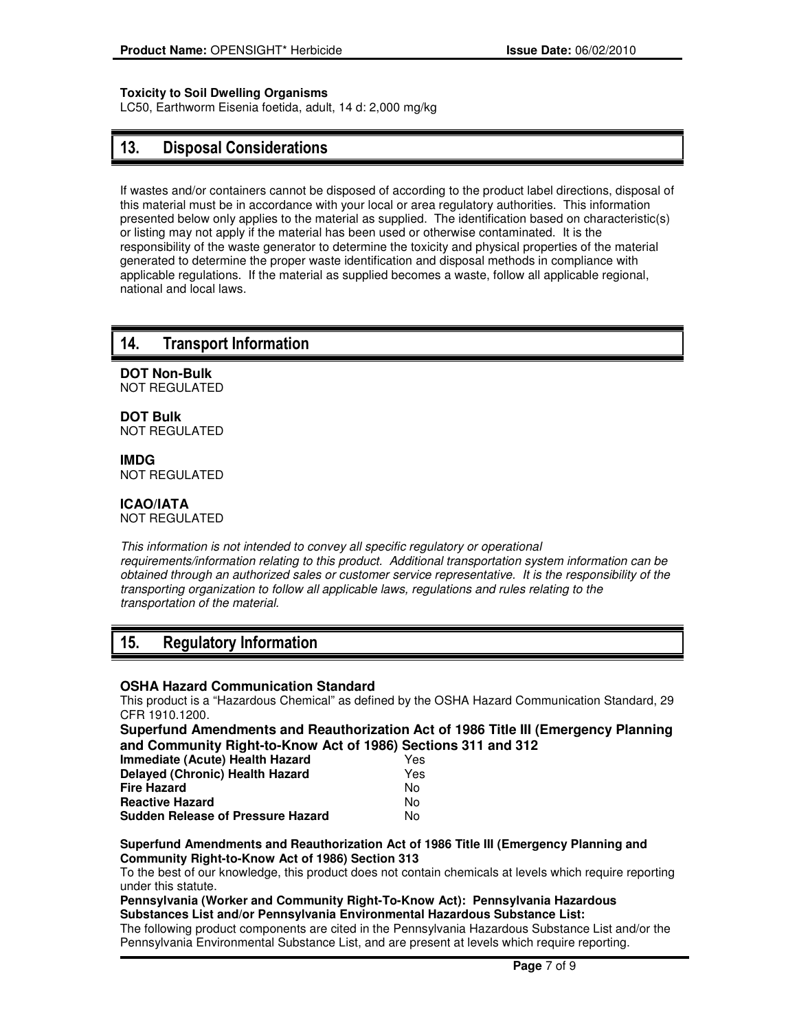**Toxicity to Soil Dwelling Organisms**
LC50, Earthworm Eisenia foetida, adult, 14 d: 2,000 mg/kg

## 13. Disposal Considerations

If wastes and/or containers cannot be disposed of according to the product label directions, disposal of this material must be in accordance with your local or area regulatory authorities. This information presented below only applies to the material as supplied. The identification based on characteristic(s) or listing may not apply if the material has been used or otherwise contaminated. It is the responsibility of the waste generator to determine the toxicity and physical properties of the material generated to determine the proper waste identification and disposal methods in compliance with applicable regulations. If the material as supplied becomes a waste, follow all applicable regional, national and local laws.

## 14. Transport Information

**DOT Non-Bulk**
NOT REGULATED

**DOT Bulk**
NOT REGULATED

**IMDG**
NOT REGULATED

**ICAO/IATA**
NOT REGULATED

*This information is not intended to convey all specific regulatory or operational requirements/information relating to this product. Additional transportation system information can be obtained through an authorized sales or customer service representative. It is the responsibility of the transporting organization to follow all applicable laws, regulations and rules relating to the transportation of the material.*

## 15. Regulatory Information

**OSHA Hazard Communication Standard**
This product is a "Hazardous Chemical" as defined by the OSHA Hazard Communication Standard, 29 CFR 1910.1200.

**Superfund Amendments and Reauthorization Act of 1986 Title III (Emergency Planning and Community Right-to-Know Act of 1986) Sections 311 and 312**

| | |
|---|---|
| **Immediate (Acute) Health Hazard** | Yes |
| **Delayed (Chronic) Health Hazard** | Yes |
| **Fire Hazard** | No |
| **Reactive Hazard** | No |
| **Sudden Release of Pressure Hazard** | No |

**Superfund Amendments and Reauthorization Act of 1986 Title III (Emergency Planning and Community Right-to-Know Act of 1986) Section 313**
To the best of our knowledge, this product does not contain chemicals at levels which require reporting under this statute.

**Pennsylvania (Worker and Community Right-To-Know Act): Pennsylvania Hazardous Substances List and/or Pennsylvania Environmental Hazardous Substance List:**
The following product components are cited in the Pennsylvania Hazardous Substance List and/or the Pennsylvania Environmental Substance List, and are present at levels which require reporting.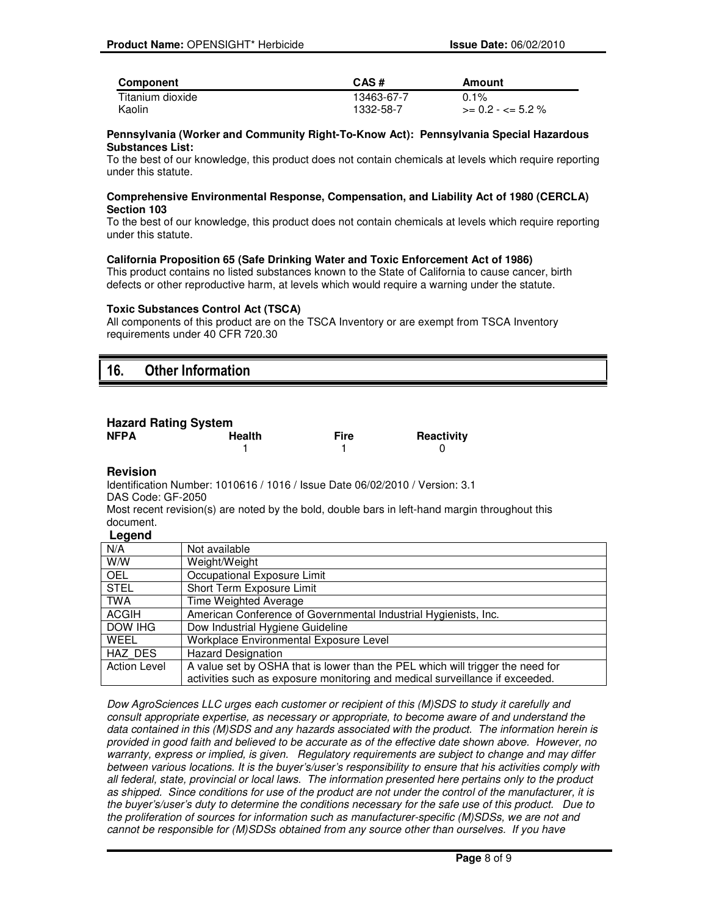| Component | CAS # | Amount |
|---|---|---|
| Titanium dioxide | 13463-67-7 | 0.1% |
| Kaolin | 1332-58-7 | >= 0.2 - <= 5.2 % |

**Pennsylvania (Worker and Community Right-To-Know Act): Pennsylvania Special Hazardous Substances List:**
To the best of our knowledge, this product does not contain chemicals at levels which require reporting under this statute.

**Comprehensive Environmental Response, Compensation, and Liability Act of 1980 (CERCLA) Section 103**
To the best of our knowledge, this product does not contain chemicals at levels which require reporting under this statute.

**California Proposition 65 (Safe Drinking Water and Toxic Enforcement Act of 1986)**
This product contains no listed substances known to the State of California to cause cancer, birth defects or other reproductive harm, at levels which would require a warning under the statute.

**Toxic Substances Control Act (TSCA)**
All components of this product are on the TSCA Inventory or are exempt from TSCA Inventory requirements under 40 CFR 720.30

## 16. Other Information

### Hazard Rating System

| NFPA | Health | Fire | Reactivity |
|---|---|---|---|
| | 1 | 1 | 0 |

### Revision

Identification Number: 1010616 / 1016 / Issue Date 06/02/2010 / Version: 3.1
DAS Code: GF-2050
Most recent revision(s) are noted by the bold, double bars in left-hand margin throughout this document.

**Legend**

| | |
|---|---|
| N/A | Not available |
| W/W | Weight/Weight |
| OEL | Occupational Exposure Limit |
| STEL | Short Term Exposure Limit |
| TWA | Time Weighted Average |
| ACGIH | American Conference of Governmental Industrial Hygienists, Inc. |
| DOW IHG | Dow Industrial Hygiene Guideline |
| WEEL | Workplace Environmental Exposure Level |
| HAZ_DES | Hazard Designation |
| Action Level | A value set by OSHA that is lower than the PEL which will trigger the need for activities such as exposure monitoring and medical surveillance if exceeded. |

*Dow AgroSciences LLC urges each customer or recipient of this (M)SDS to study it carefully and consult appropriate expertise, as necessary or appropriate, to become aware of and understand the data contained in this (M)SDS and any hazards associated with the product. The information herein is provided in good faith and believed to be accurate as of the effective date shown above. However, no warranty, express or implied, is given. Regulatory requirements are subject to change and may differ between various locations. It is the buyer's/user's responsibility to ensure that his activities comply with all federal, state, provincial or local laws. The information presented here pertains only to the product as shipped. Since conditions for use of the product are not under the control of the manufacturer, it is the buyer's/user's duty to determine the conditions necessary for the safe use of this product. Due to the proliferation of sources for information such as manufacturer-specific (M)SDSs, we are not and cannot be responsible for (M)SDSs obtained from any source other than ourselves. If you have*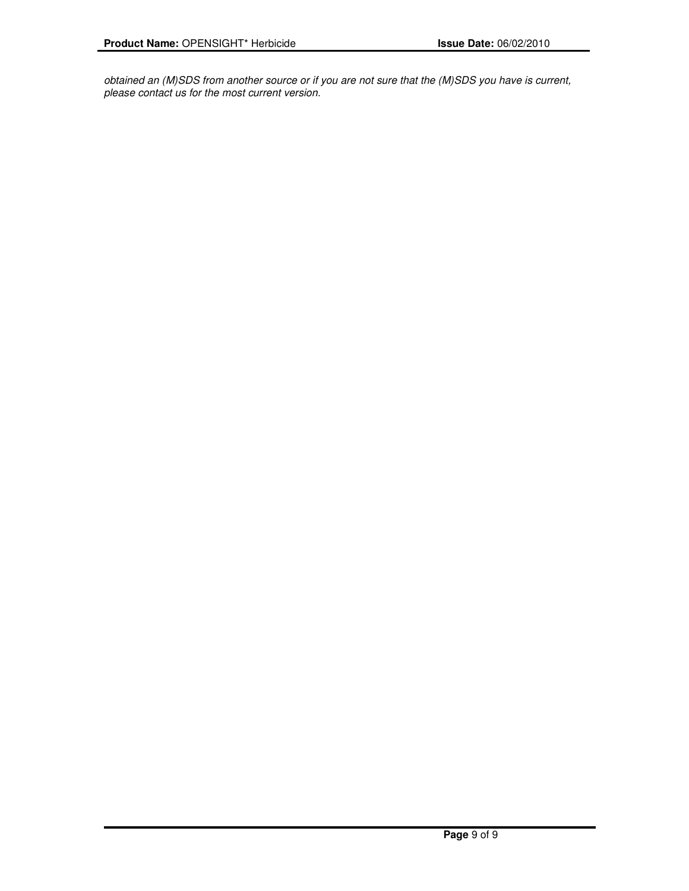*obtained an (M)SDS from another source or if you are not sure that the (M)SDS you have is current, please contact us for the most current version.*